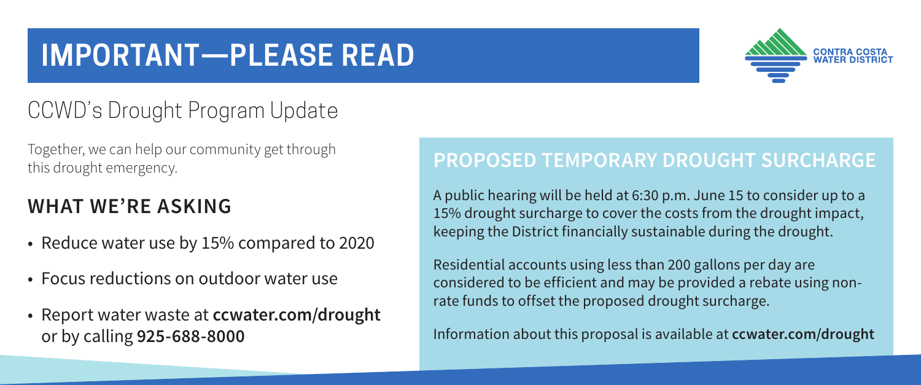# IMPORTANT—PLEASE READ

CONTRA COSTA WATER DISTRICT

## CCWD's Drought Program Update

Together, we can help our community get through this drought emergency.

### WHAT WE'RE ASKING

- Reduce water use by 15% compared to 2020
- Focus reductions on outdoor water use
- Report water waste at **ccwater.com/drought** or by calling **925-688-8000**

### PROPOSED TEMPORARY DROUGHT SURCHARGE

A public hearing will be held at 6:30 p.m. June 15 to consider up to a 15% drought surcharge to cover the costs from the drought impact, keeping the District financially sustainable during the drought.

Residential accounts using less than 200 gallons per day are considered to be efficient and may be provided a rebate using non-rate funds to offset the proposed drought surcharge.

Information about this proposal is available at **ccwater.com/drought**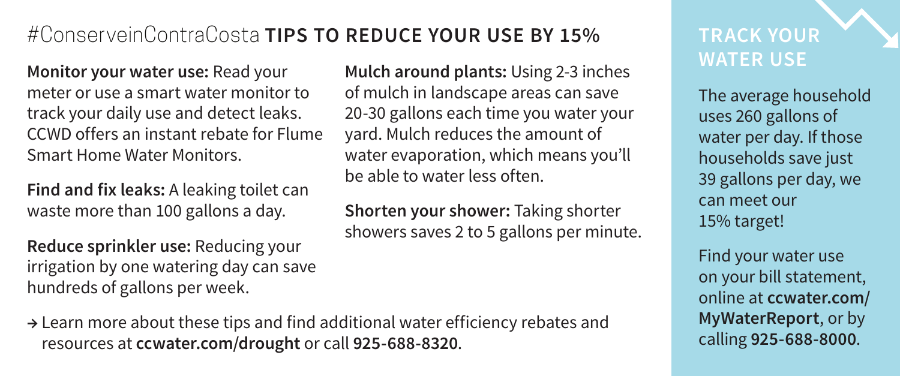## #ConserveinContraCosta **TIPS TO REDUCE YOUR USE BY 15%**

**Monitor your water use:** Read your meter or use a smart water monitor to track your daily use and detect leaks. CCWD offers an instant rebate for Flume Smart Home Water Monitors.

**Find and fix leaks:** A leaking toilet can waste more than 100 gallons a day.

**Reduce sprinkler use:** Reducing your irrigation by one watering day can save hundreds of gallons per week.

**Mulch around plants:** Using 2-3 inches of mulch in landscape areas can save 20-30 gallons each time you water your yard. Mulch reduces the amount of water evaporation, which means you'll be able to water less often.

**Shorten your shower:** Taking shorter showers saves 2 to 5 gallons per minute.

→ Learn more about these tips and find additional water efficiency rebates and resources at **ccwater.com/drought** or call **925-688-8320**.

## TRACK YOUR WATER USE

The average household uses 260 gallons of water per day. If those households save just 39 gallons per day, we can meet our 15% target!

Find your water use on your bill statement, online at **ccwater.com/MyWaterReport**, or by calling **925-688-8000**.